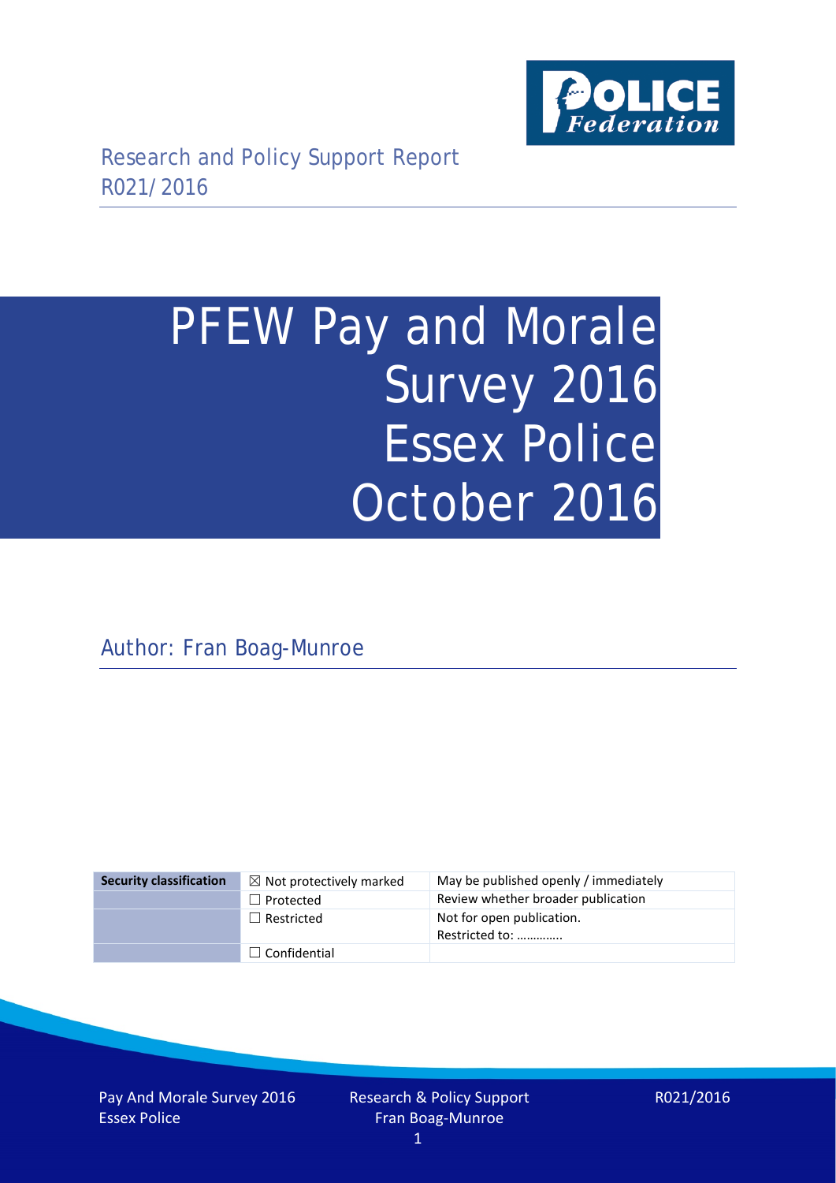Research and Policy Support Report
R021/2016

# PFEW Pay and Morale Survey 2016 Essex Police October 2016

Author: Fran Boag-Munroe

| Security classification | ☒ Not protectively marked | May be published openly / immediately |
| --- | --- | --- |
| | ☐ Protected | Review whether broader publication |
| | ☐ Restricted | Not for open publication. Restricted to: ………….. |
| | ☐ Confidential | |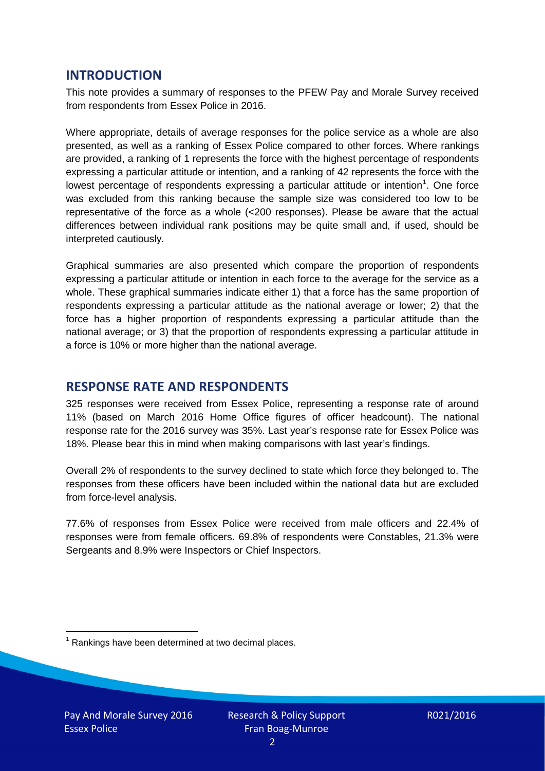## INTRODUCTION

This note provides a summary of responses to the PFEW Pay and Morale Survey received from respondents from Essex Police in 2016.

Where appropriate, details of average responses for the police service as a whole are also presented, as well as a ranking of Essex Police compared to other forces. Where rankings are provided, a ranking of 1 represents the force with the highest percentage of respondents expressing a particular attitude or intention, and a ranking of 42 represents the force with the lowest percentage of respondents expressing a particular attitude or intention[1]. One force was excluded from this ranking because the sample size was considered too low to be representative of the force as a whole (<200 responses). Please be aware that the actual differences between individual rank positions may be quite small and, if used, should be interpreted cautiously.

Graphical summaries are also presented which compare the proportion of respondents expressing a particular attitude or intention in each force to the average for the service as a whole. These graphical summaries indicate either 1) that a force has the same proportion of respondents expressing a particular attitude as the national average or lower; 2) that the force has a higher proportion of respondents expressing a particular attitude than the national average; or 3) that the proportion of respondents expressing a particular attitude in a force is 10% or more higher than the national average.

## RESPONSE RATE AND RESPONDENTS

325 responses were received from Essex Police, representing a response rate of around 11% (based on March 2016 Home Office figures of officer headcount). The national response rate for the 2016 survey was 35%. Last year's response rate for Essex Police was 18%. Please bear this in mind when making comparisons with last year's findings.

Overall 2% of respondents to the survey declined to state which force they belonged to. The responses from these officers have been included within the national data but are excluded from force-level analysis.

77.6% of responses from Essex Police were received from male officers and 22.4% of responses were from female officers. 69.8% of respondents were Constables, 21.3% were Sergeants and 8.9% were Inspectors or Chief Inspectors.

[1] Rankings have been determined at two decimal places.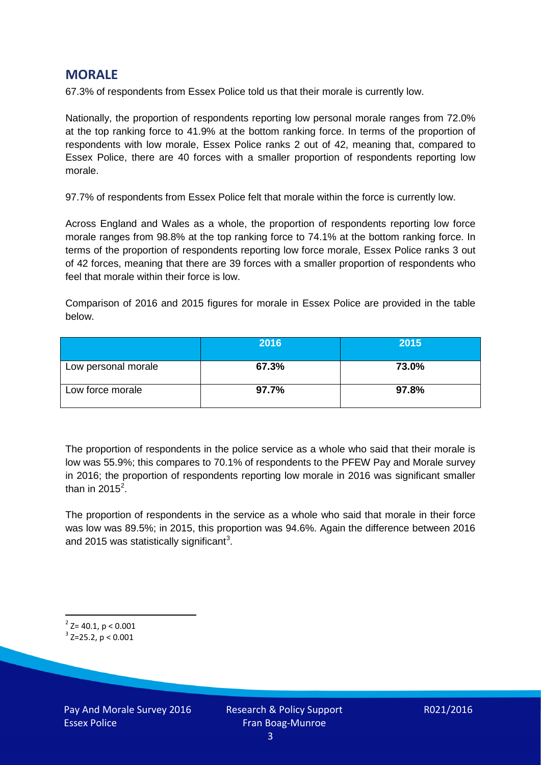## MORALE

67.3% of respondents from Essex Police told us that their morale is currently low.

Nationally, the proportion of respondents reporting low personal morale ranges from 72.0% at the top ranking force to 41.9% at the bottom ranking force. In terms of the proportion of respondents with low morale, Essex Police ranks 2 out of 42, meaning that, compared to Essex Police, there are 40 forces with a smaller proportion of respondents reporting low morale.

97.7% of respondents from Essex Police felt that morale within the force is currently low.

Across England and Wales as a whole, the proportion of respondents reporting low force morale ranges from 98.8% at the top ranking force to 74.1% at the bottom ranking force. In terms of the proportion of respondents reporting low force morale, Essex Police ranks 3 out of 42 forces, meaning that there are 39 forces with a smaller proportion of respondents who feel that morale within their force is low.

Comparison of 2016 and 2015 figures for morale in Essex Police are provided in the table below.

| | 2016 | 2015 |
|---|---|---|
| Low personal morale | **67.3%** | **73.0%** |
| Low force morale | **97.7%** | **97.8%** |

The proportion of respondents in the police service as a whole who said that their morale is low was 55.9%; this compares to 70.1% of respondents to the PFEW Pay and Morale survey in 2016; the proportion of respondents reporting low morale in 2016 was significant smaller than in 2015[2].

The proportion of respondents in the service as a whole who said that morale in their force was low was 89.5%; in 2015, this proportion was 94.6%. Again the difference between 2016 and 2015 was statistically significant[3].

[2] $Z = 40.1$, $p < 0.001$

[3] $Z = 25.2$, $p < 0.001$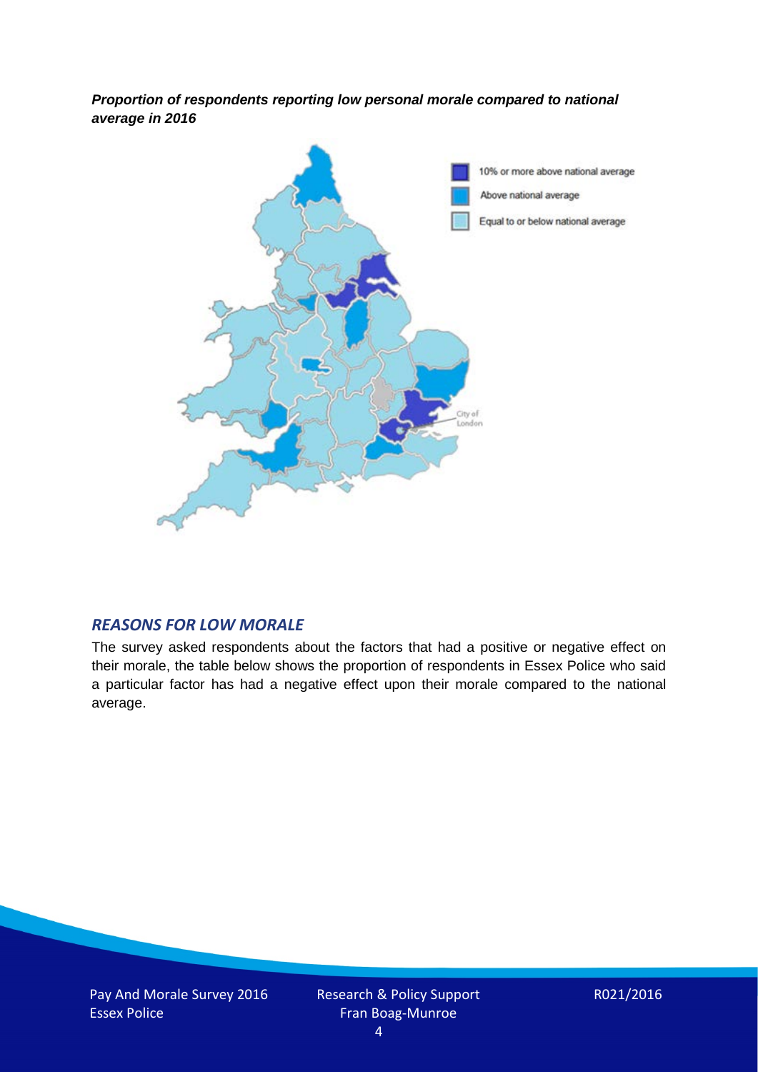***Proportion of respondents reporting low personal morale compared to national average in 2016***

## *REASONS FOR LOW MORALE*

The survey asked respondents about the factors that had a positive or negative effect on their morale, the table below shows the proportion of respondents in Essex Police who said a particular factor has had a negative effect upon their morale compared to the national average.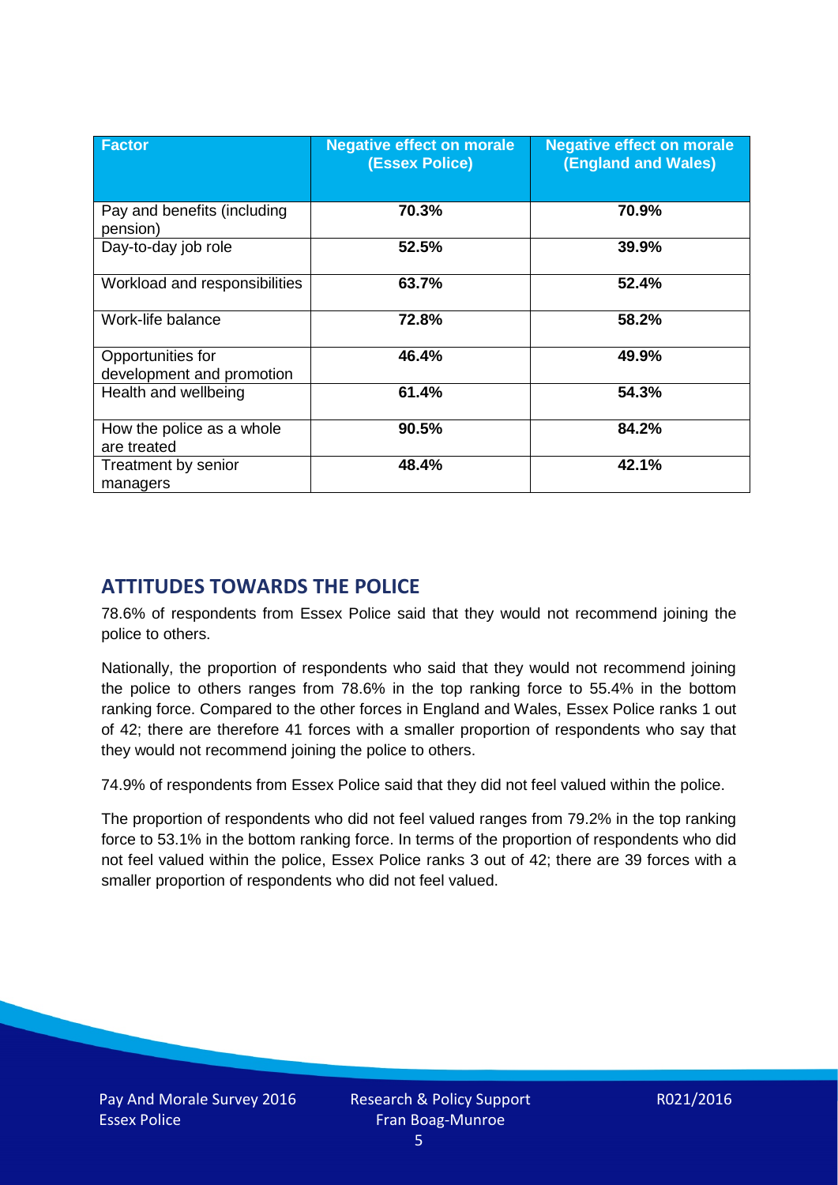| Factor | Negative effect on morale (Essex Police) | Negative effect on morale (England and Wales) |
|---|---|---|
| Pay and benefits (including pension) | **70.3%** | **70.9%** |
| Day-to-day job role | **52.5%** | **39.9%** |
| Workload and responsibilities | **63.7%** | **52.4%** |
| Work-life balance | **72.8%** | **58.2%** |
| Opportunities for development and promotion | **46.4%** | **49.9%** |
| Health and wellbeing | **61.4%** | **54.3%** |
| How the police as a whole are treated | **90.5%** | **84.2%** |
| Treatment by senior managers | **48.4%** | **42.1%** |

## ATTITUDES TOWARDS THE POLICE

78.6% of respondents from Essex Police said that they would not recommend joining the police to others.

Nationally, the proportion of respondents who said that they would not recommend joining the police to others ranges from 78.6% in the top ranking force to 55.4% in the bottom ranking force. Compared to the other forces in England and Wales, Essex Police ranks 1 out of 42; there are therefore 41 forces with a smaller proportion of respondents who say that they would not recommend joining the police to others.

74.9% of respondents from Essex Police said that they did not feel valued within the police.

The proportion of respondents who did not feel valued ranges from 79.2% in the top ranking force to 53.1% in the bottom ranking force. In terms of the proportion of respondents who did not feel valued within the police, Essex Police ranks 3 out of 42; there are 39 forces with a smaller proportion of respondents who did not feel valued.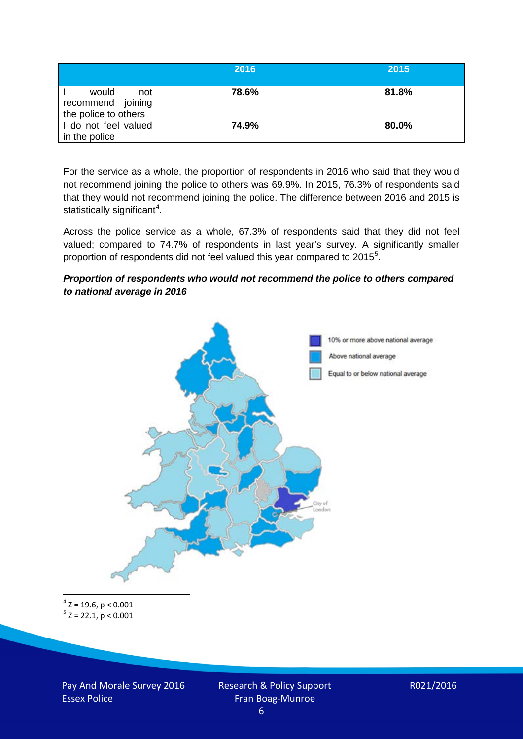| | 2016 | 2015 |
|---|---|---|
| I would not recommend joining the police to others | **78.6%** | **81.8%** |
| I do not feel valued in the police | **74.9%** | **80.0%** |

For the service as a whole, the proportion of respondents in 2016 who said that they would not recommend joining the police to others was 69.9%. In 2015, 76.3% of respondents said that they would not recommend joining the police. The difference between 2016 and 2015 is statistically significant[4].

Across the police service as a whole, 67.3% of respondents said that they did not feel valued; compared to 74.7% of respondents in last year's survey. A significantly smaller proportion of respondents did not feel valued this year compared to 2015[5].

***Proportion of respondents who would not recommend the police to others compared to national average in 2016***

10% or more above national average

Above national average

Equal to or below national average

City of London

[4] $Z = 19.6$, $p < 0.001$

[5] $Z = 22.1$, $p < 0.001$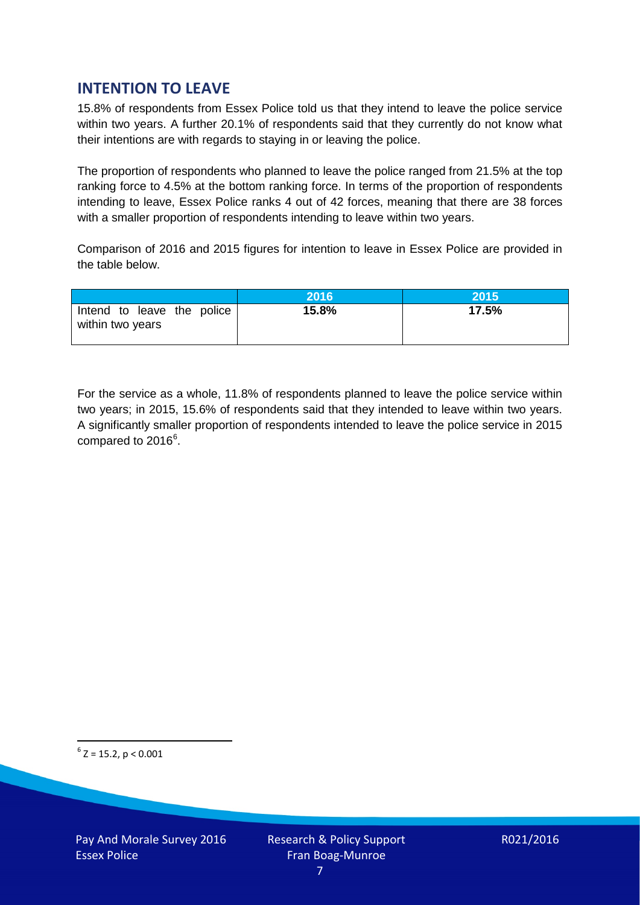## INTENTION TO LEAVE

15.8% of respondents from Essex Police told us that they intend to leave the police service within two years. A further 20.1% of respondents said that they currently do not know what their intentions are with regards to staying in or leaving the police.

The proportion of respondents who planned to leave the police ranged from 21.5% at the top ranking force to 4.5% at the bottom ranking force. In terms of the proportion of respondents intending to leave, Essex Police ranks 4 out of 42 forces, meaning that there are 38 forces with a smaller proportion of respondents intending to leave within two years.

Comparison of 2016 and 2015 figures for intention to leave in Essex Police are provided in the table below.

| | 2016 | 2015 |
|---|---|---|
| Intend to leave the police within two years | **15.8%** | **17.5%** |

For the service as a whole, 11.8% of respondents planned to leave the police service within two years; in 2015, 15.6% of respondents said that they intended to leave within two years. A significantly smaller proportion of respondents intended to leave the police service in 2015 compared to 2016[6].

[6] $Z = 15.2$, $p < 0.001$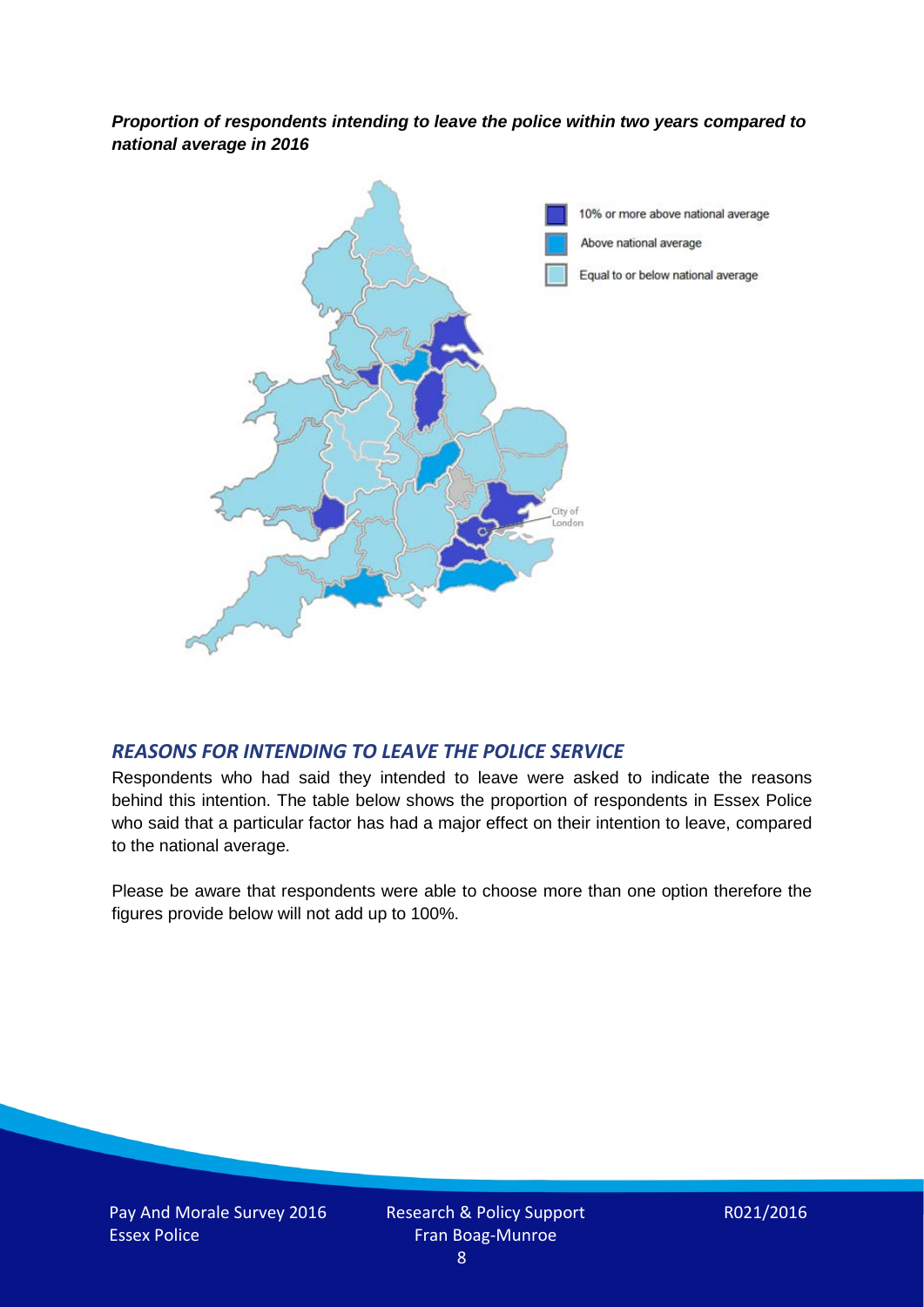***Proportion of respondents intending to leave the police within two years compared to national average in 2016***

## *REASONS FOR INTENDING TO LEAVE THE POLICE SERVICE*

Respondents who had said they intended to leave were asked to indicate the reasons behind this intention. The table below shows the proportion of respondents in Essex Police who said that a particular factor has had a major effect on their intention to leave, compared to the national average.

Please be aware that respondents were able to choose more than one option therefore the figures provide below will not add up to 100%.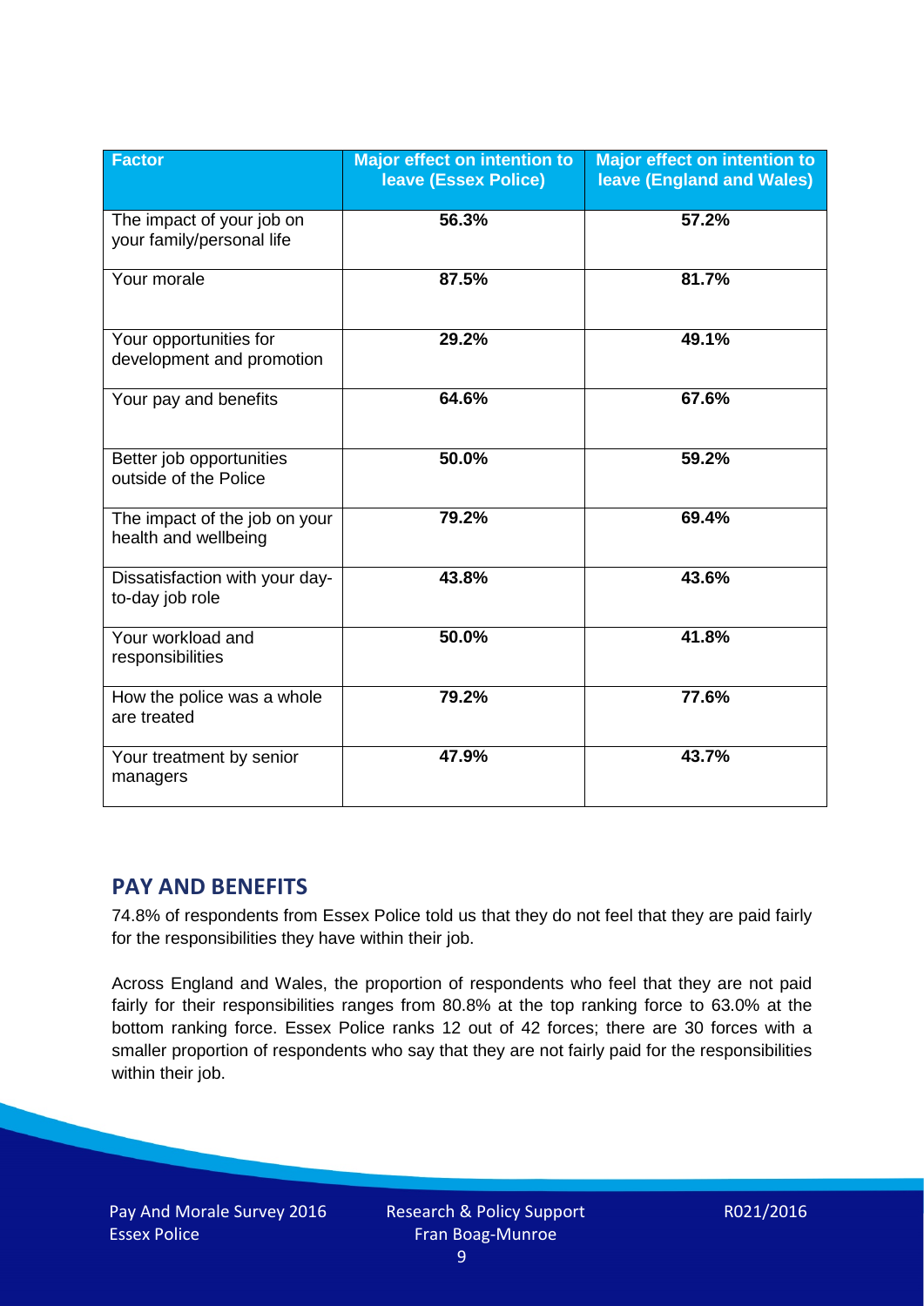| Factor | Major effect on intention to leave (Essex Police) | Major effect on intention to leave (England and Wales) |
|---|---|---|
| The impact of your job on your family/personal life | **56.3%** | **57.2%** |
| Your morale | **87.5%** | **81.7%** |
| Your opportunities for development and promotion | **29.2%** | **49.1%** |
| Your pay and benefits | **64.6%** | **67.6%** |
| Better job opportunities outside of the Police | **50.0%** | **59.2%** |
| The impact of the job on your health and wellbeing | **79.2%** | **69.4%** |
| Dissatisfaction with your day-to-day job role | **43.8%** | **43.6%** |
| Your workload and responsibilities | **50.0%** | **41.8%** |
| How the police was a whole are treated | **79.2%** | **77.6%** |
| Your treatment by senior managers | **47.9%** | **43.7%** |

## PAY AND BENEFITS

74.8% of respondents from Essex Police told us that they do not feel that they are paid fairly for the responsibilities they have within their job.

Across England and Wales, the proportion of respondents who feel that they are not paid fairly for their responsibilities ranges from 80.8% at the top ranking force to 63.0% at the bottom ranking force. Essex Police ranks 12 out of 42 forces; there are 30 forces with a smaller proportion of respondents who say that they are not fairly paid for the responsibilities within their job.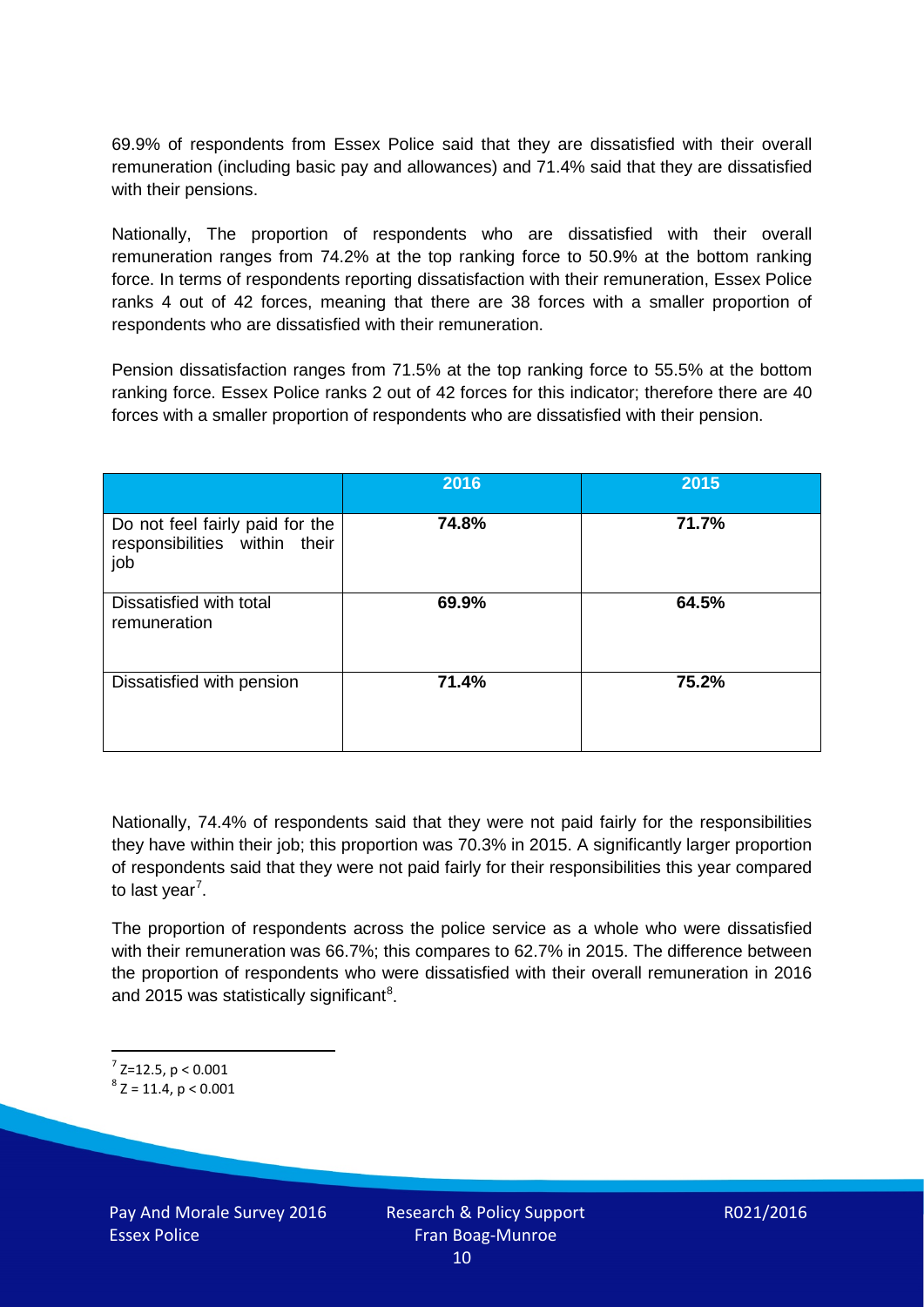69.9% of respondents from Essex Police said that they are dissatisfied with their overall remuneration (including basic pay and allowances) and 71.4% said that they are dissatisfied with their pensions.

Nationally, The proportion of respondents who are dissatisfied with their overall remuneration ranges from 74.2% at the top ranking force to 50.9% at the bottom ranking force. In terms of respondents reporting dissatisfaction with their remuneration, Essex Police ranks 4 out of 42 forces, meaning that there are 38 forces with a smaller proportion of respondents who are dissatisfied with their remuneration.

Pension dissatisfaction ranges from 71.5% at the top ranking force to 55.5% at the bottom ranking force. Essex Police ranks 2 out of 42 forces for this indicator; therefore there are 40 forces with a smaller proportion of respondents who are dissatisfied with their pension.

| | 2016 | 2015 |
|---|---|---|
| Do not feel fairly paid for the responsibilities within their job | **74.8%** | **71.7%** |
| Dissatisfied with total remuneration | **69.9%** | **64.5%** |
| Dissatisfied with pension | **71.4%** | **75.2%** |

Nationally, 74.4% of respondents said that they were not paid fairly for the responsibilities they have within their job; this proportion was 70.3% in 2015. A significantly larger proportion of respondents said that they were not paid fairly for their responsibilities this year compared to last year[7].

The proportion of respondents across the police service as a whole who were dissatisfied with their remuneration was 66.7%; this compares to 62.7% in 2015. The difference between the proportion of respondents who were dissatisfied with their overall remuneration in 2016 and 2015 was statistically significant[8].

[7] $Z=12.5$, $p < 0.001$

[8] $Z = 11.4$, $p < 0.001$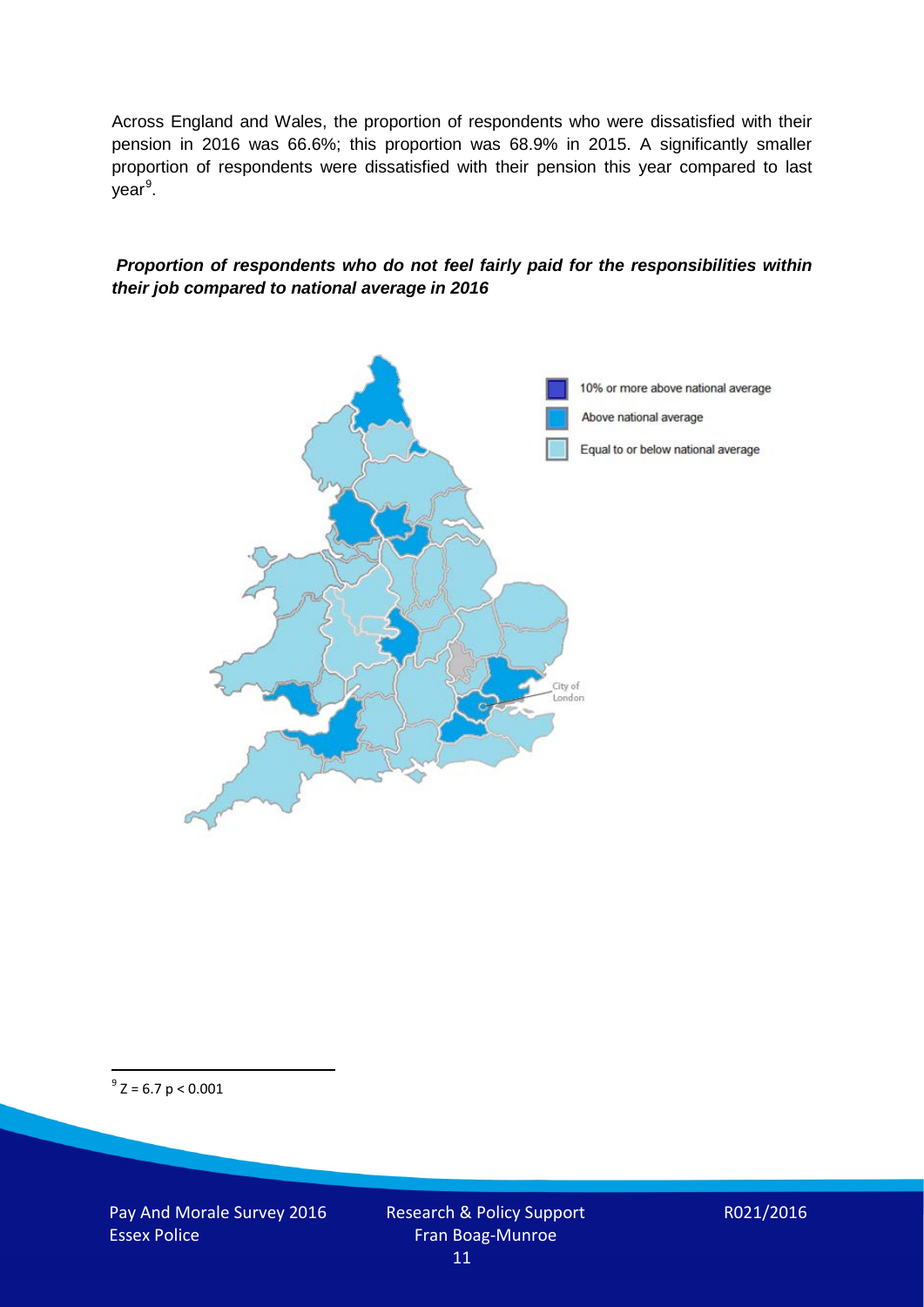Across England and Wales, the proportion of respondents who were dissatisfied with their pension in 2016 was 66.6%; this proportion was 68.9% in 2015. A significantly smaller proportion of respondents were dissatisfied with their pension this year compared to last year[9].

***Proportion of respondents who do not feel fairly paid for the responsibilities within their job compared to national average in 2016***

10% or more above national average

Above national average

Equal to or below national average

City of London

---

[9] $Z = 6.7$ $p < 0.001$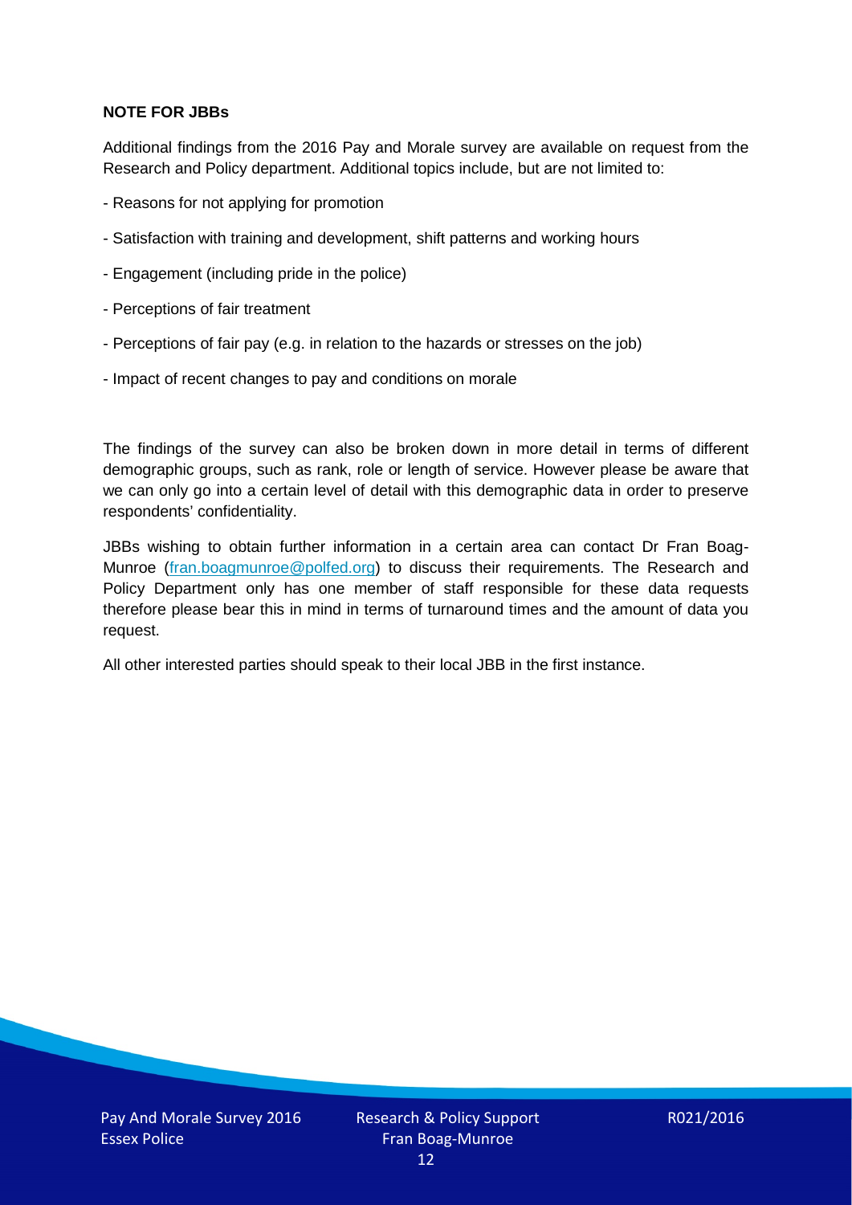**NOTE FOR JBBs**

Additional findings from the 2016 Pay and Morale survey are available on request from the Research and Policy department. Additional topics include, but are not limited to:

- Reasons for not applying for promotion
- Satisfaction with training and development, shift patterns and working hours
- Engagement (including pride in the police)
- Perceptions of fair treatment
- Perceptions of fair pay (e.g. in relation to the hazards or stresses on the job)
- Impact of recent changes to pay and conditions on morale

The findings of the survey can also be broken down in more detail in terms of different demographic groups, such as rank, role or length of service. However please be aware that we can only go into a certain level of detail with this demographic data in order to preserve respondents' confidentiality.

JBBs wishing to obtain further information in a certain area can contact Dr Fran Boag-Munroe (fran.boagmunroe@polfed.org) to discuss their requirements. The Research and Policy Department only has one member of staff responsible for these data requests therefore please bear this in mind in terms of turnaround times and the amount of data you request.

All other interested parties should speak to their local JBB in the first instance.